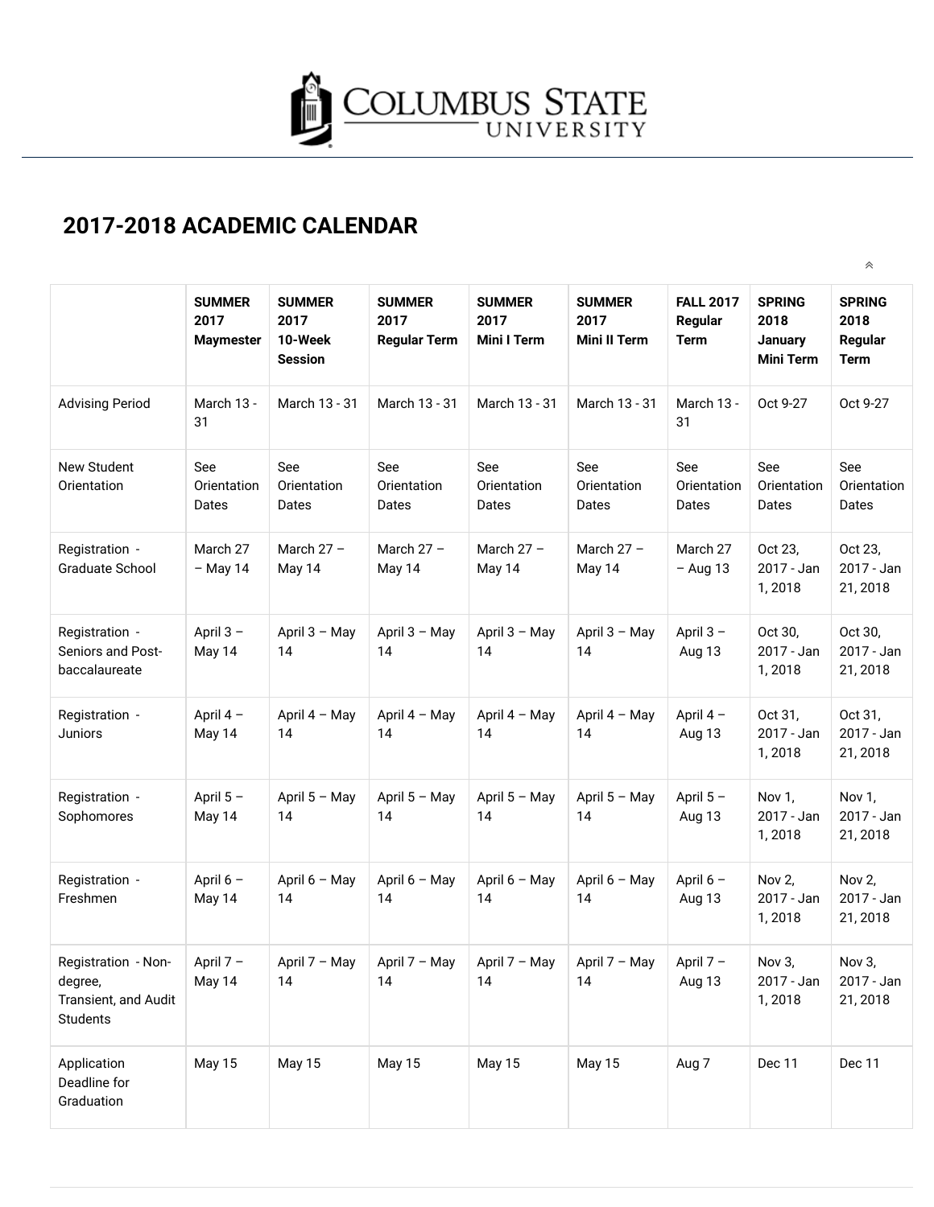Columbus State University

## 2017-2018 ACADEMIC CALENDAR

| | SUMMER 2017 Maymester | SUMMER 2017 10-Week Session | SUMMER 2017 Regular Term | SUMMER 2017 Mini I Term | SUMMER 2017 Mini II Term | FALL 2017 Regular Term | SPRING 2018 January Mini Term | SPRING 2018 Regular Term |
|---|---|---|---|---|---|---|---|---|
| Advising Period | March 13 - 31 | March 13 - 31 | March 13 - 31 | March 13 - 31 | March 13 - 31 | March 13 - 31 | Oct 9-27 | Oct 9-27 |
| New Student Orientation | See Orientation Dates | See Orientation Dates | See Orientation Dates | See Orientation Dates | See Orientation Dates | See Orientation Dates | See Orientation Dates | See Orientation Dates |
| Registration - Graduate School | March 27 – May 14 | March 27 – May 14 | March 27 – May 14 | March 27 – May 14 | March 27 – May 14 | March 27 – Aug 13 | Oct 23, 2017 - Jan 1, 2018 | Oct 23, 2017 - Jan 21, 2018 |
| Registration - Seniors and Post-baccalaureate | April 3 – May 14 | April 3 – May 14 | April 3 – May 14 | April 3 – May 14 | April 3 – May 14 | April 3 – Aug 13 | Oct 30, 2017 - Jan 1, 2018 | Oct 30, 2017 - Jan 21, 2018 |
| Registration - Juniors | April 4 – May 14 | April 4 – May 14 | April 4 – May 14 | April 4 – May 14 | April 4 – May 14 | April 4 – Aug 13 | Oct 31, 2017 - Jan 1, 2018 | Oct 31, 2017 - Jan 21, 2018 |
| Registration - Sophomores | April 5 – May 14 | April 5 – May 14 | April 5 – May 14 | April 5 – May 14 | April 5 – May 14 | April 5 – Aug 13 | Nov 1, 2017 - Jan 1, 2018 | Nov 1, 2017 - Jan 21, 2018 |
| Registration - Freshmen | April 6 – May 14 | April 6 – May 14 | April 6 – May 14 | April 6 – May 14 | April 6 – May 14 | April 6 – Aug 13 | Nov 2, 2017 - Jan 1, 2018 | Nov 2, 2017 - Jan 21, 2018 |
| Registration - Non-degree, Transient, and Audit Students | April 7 – May 14 | April 7 – May 14 | April 7 – May 14 | April 7 – May 14 | April 7 – May 14 | April 7 – Aug 13 | Nov 3, 2017 - Jan 1, 2018 | Nov 3, 2017 - Jan 21, 2018 |
| Application Deadline for Graduation | May 15 | May 15 | May 15 | May 15 | May 15 | Aug 7 | Dec 11 | Dec 11 |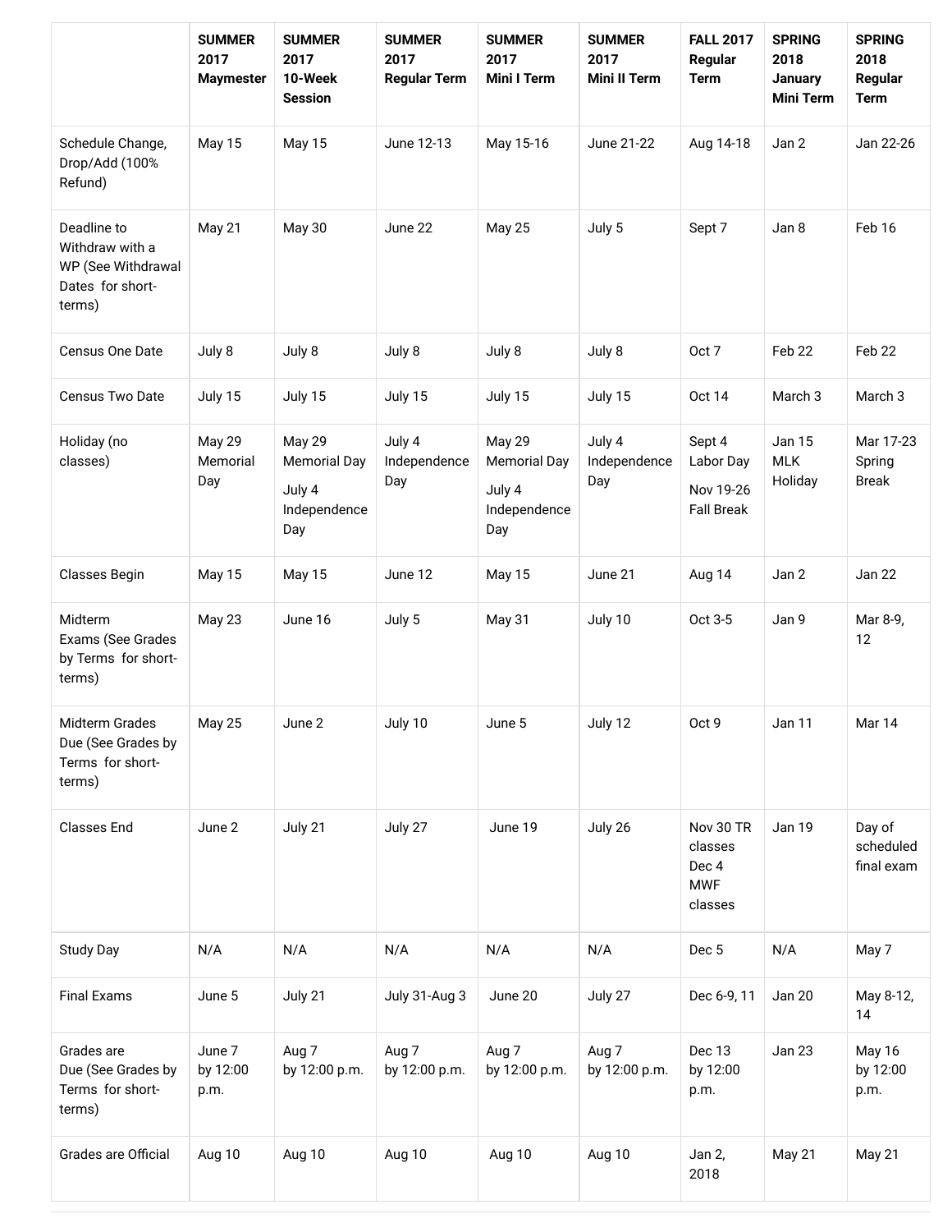| | SUMMER 2017 Maymester | SUMMER 2017 10-Week Session | SUMMER 2017 Regular Term | SUMMER 2017 Mini I Term | SUMMER 2017 Mini II Term | FALL 2017 Regular Term | SPRING 2018 January Mini Term | SPRING 2018 Regular Term |
|---|---|---|---|---|---|---|---|---|
| Schedule Change, Drop/Add (100% Refund) | May 15 | May 15 | June 12-13 | May 15-16 | June 21-22 | Aug 14-18 | Jan 2 | Jan 22-26 |
| Deadline to Withdraw with a WP (See Withdrawal Dates for short-terms) | May 21 | May 30 | June 22 | May 25 | July 5 | Sept 7 | Jan 8 | Feb 16 |
| Census One Date | July 8 | July 8 | July 8 | July 8 | July 8 | Oct 7 | Feb 22 | Feb 22 |
| Census Two Date | July 15 | July 15 | July 15 | July 15 | July 15 | Oct 14 | March 3 | March 3 |
| Holiday (no classes) | May 29 Memorial Day | May 29 Memorial Day July 4 Independence Day | July 4 Independence Day | May 29 Memorial Day July 4 Independence Day | July 4 Independence Day | Sept 4 Labor Day Nov 19-26 Fall Break | Jan 15 MLK Holiday | Mar 17-23 Spring Break |
| Classes Begin | May 15 | May 15 | June 12 | May 15 | June 21 | Aug 14 | Jan 2 | Jan 22 |
| Midterm Exams (See Grades by Terms for short-terms) | May 23 | June 16 | July 5 | May 31 | July 10 | Oct 3-5 | Jan 9 | Mar 8-9, 12 |
| Midterm Grades Due (See Grades by Terms for short-terms) | May 25 | June 2 | July 10 | June 5 | July 12 | Oct 9 | Jan 11 | Mar 14 |
| Classes End | June 2 | July 21 | July 27 | June 19 | July 26 | Nov 30 TR classes Dec 4 MWF classes | Jan 19 | Day of scheduled final exam |
| Study Day | N/A | N/A | N/A | N/A | N/A | Dec 5 | N/A | May 7 |
| Final Exams | June 5 | July 21 | July 31-Aug 3 | June 20 | July 27 | Dec 6-9, 11 | Jan 20 | May 8-12, 14 |
| Grades are Due (See Grades by Terms for short-terms) | June 7 by 12:00 p.m. | Aug 7 by 12:00 p.m. | Aug 7 by 12:00 p.m. | Aug 7 by 12:00 p.m. | Aug 7 by 12:00 p.m. | Dec 13 by 12:00 p.m. | Jan 23 | May 16 by 12:00 p.m. |
| Grades are Official | Aug 10 | Aug 10 | Aug 10 | Aug 10 | Aug 10 | Jan 2, 2018 | May 21 | May 21 |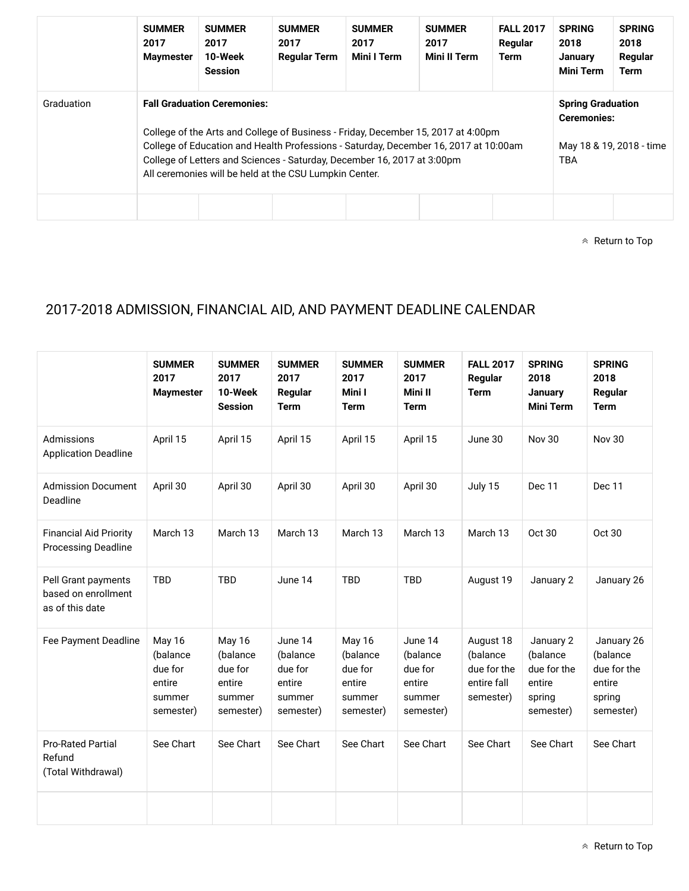| | SUMMER 2017 Maymester | SUMMER 2017 10-Week Session | SUMMER 2017 Regular Term | SUMMER 2017 Mini I Term | SUMMER 2017 Mini II Term | FALL 2017 Regular Term | SPRING 2018 January Mini Term | SPRING 2018 Regular Term |
|---|---|---|---|---|---|---|---|---|
| Graduation | **Fall Graduation Ceremonies:**<br><br>College of the Arts and College of Business - Friday, December 15, 2017 at 4:00pm<br>College of Education and Health Professions - Saturday, December 16, 2017 at 10:00am<br>College of Letters and Sciences - Saturday, December 16, 2017 at 3:00pm<br>All ceremonies will be held at the CSU Lumpkin Center. | | | | | | **Spring Graduation Ceremonies:**<br><br>May 18 & 19, 2018 - time TBA | |
| | | | | | | | | |

Return to Top

## 2017-2018 ADMISSION, FINANCIAL AID, AND PAYMENT DEADLINE CALENDAR

| | SUMMER 2017 Maymester | SUMMER 2017 10-Week Session | SUMMER 2017 Regular Term | SUMMER 2017 Mini I Term | SUMMER 2017 Mini II Term | FALL 2017 Regular Term | SPRING 2018 January Mini Term | SPRING 2018 Regular Term |
|---|---|---|---|---|---|---|---|---|
| Admissions Application Deadline | April 15 | April 15 | April 15 | April 15 | April 15 | June 30 | Nov 30 | Nov 30 |
| Admission Document Deadline | April 30 | April 30 | April 30 | April 30 | April 30 | July 15 | Dec 11 | Dec 11 |
| Financial Aid Priority Processing Deadline | March 13 | March 13 | March 13 | March 13 | March 13 | March 13 | Oct 30 | Oct 30 |
| Pell Grant payments based on enrollment as of this date | TBD | TBD | June 14 | TBD | TBD | August 19 | January 2 | January 26 |
| Fee Payment Deadline | May 16 (balance due for entire summer semester) | May 16 (balance due for entire summer semester) | June 14 (balance due for entire summer semester) | May 16 (balance due for entire summer semester) | June 14 (balance due for entire summer semester) | August 18 (balance due for the entire fall semester) | January 2 (balance due for the entire spring semester) | January 26 (balance due for the entire spring semester) |
| Pro-Rated Partial Refund (Total Withdrawal) | See Chart | See Chart | See Chart | See Chart | See Chart | See Chart | See Chart | See Chart |
| | | | | | | | | |

Return to Top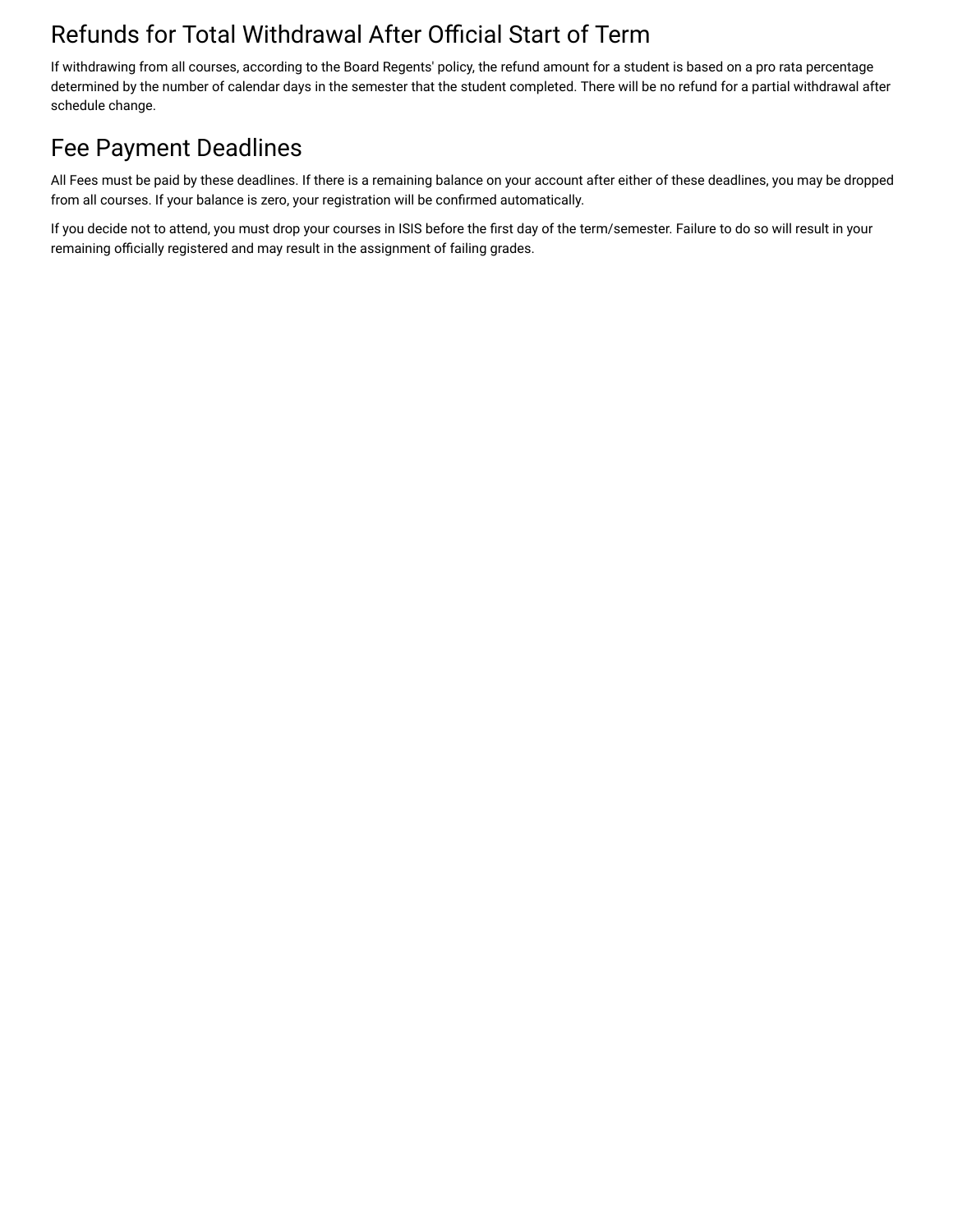## Refunds for Total Withdrawal After Official Start of Term

If withdrawing from all courses, according to the Board Regents' policy, the refund amount for a student is based on a pro rata percentage determined by the number of calendar days in the semester that the student completed. There will be no refund for a partial withdrawal after schedule change.

## Fee Payment Deadlines

All Fees must be paid by these deadlines. If there is a remaining balance on your account after either of these deadlines, you may be dropped from all courses. If your balance is zero, your registration will be confirmed automatically.

If you decide not to attend, you must drop your courses in ISIS before the first day of the term/semester. Failure to do so will result in your remaining officially registered and may result in the assignment of failing grades.